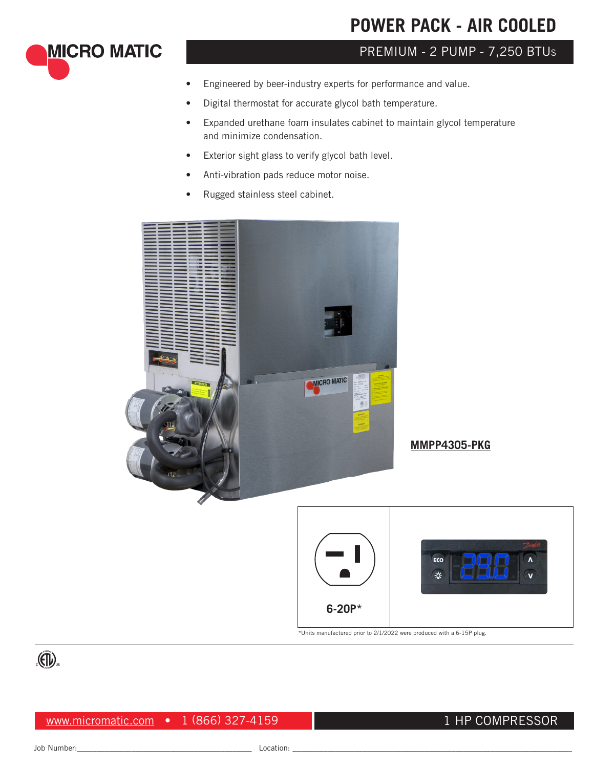# POWER PACK - AIR COOLED

## PREMIUM - 2 PUMP - 7,250 BTUs

- Engineered by beer-industry experts for performance and value.
- Digital thermostat for accurate glycol bath temperature.
- Expanded urethane foam insulates cabinet to maintain glycol temperature and minimize condensation.
- Exterior sight glass to verify glycol bath level.
- Anti-vibration pads reduce motor noise.
- Rugged stainless steel cabinet.

**MMPP4305-PKG**

6-20P*

*Units manufactured prior to 2/1/2022 were produced with a 6-15P plug.

www.micromatic.com • 1 (866) 327-4159

1 HP COMPRESSOR

Job Number:\_\_\_\_\_\_\_\_\_\_\_\_\_\_\_\_\_\_\_\_\_\_\_\_\_\_\_\_\_\_ Location: \_\_\_\_\_\_\_\_\_\_\_\_\_\_\_\_\_\_\_\_\_\_\_\_\_\_\_\_\_\_\_\_\_\_\_\_\_\_\_\_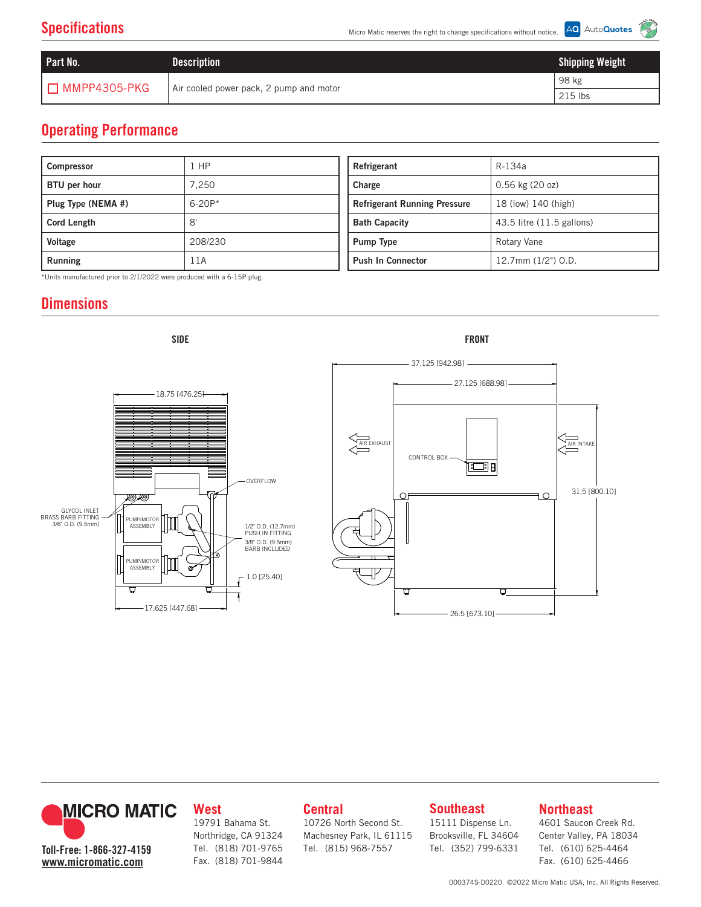## Specifications

Micro Matic reserves the right to change specifications without notice.

| Part No. | Description | Shipping Weight |
| --- | --- | --- |
| ☐ MMPP4305-PKG | Air cooled power pack, 2 pump and motor | 98 kg<br>215 lbs |

## Operating Performance

| | |
| --- | --- |
| **Compressor** | 1 HP |
| **BTU per hour** | 7,250 |
| **Plug Type (NEMA #)** | 6-20P* |
| **Cord Length** | 8' |
| **Voltage** | 208/230 |
| **Running** | 11A |

| | |
| --- | --- |
| **Refrigerant** | R-134a |
| **Charge** | 0.56 kg (20 oz) |
| **Refrigerant Running Pressure** | 18 (low) 140 (high) |
| **Bath Capacity** | 43.5 litre (11.5 gallons) |
| **Pump Type** | Rotary Vane |
| **Push In Connector** | 12.7mm (1/2") O.D. |

*Units manufactured prior to 2/1/2022 were produced with a 6-15P plug.

## Dimensions

SIDE

18.75 [476.25]
OVERFLOW
GLYCOL INLET
BRASS BARB FITTING
3/8" O.D. (9.5mm)
PUMP/MOTOR ASSEMBLY
PUMP/MOTOR ASSEMBLY
1/2" O.D. (12.7mm)
PUSH IN FITTING
3/8" O.D. (9.5mm)
BARB INCLUDED
1.0 [25.40]
17.625 [447.68]

FRONT

37.125 [942.98]
27.125 [688.98]
AIR EXHAUST
CONTROL BOX
AIR INTAKE
31.5 [800.10]
26.5 [673.10]

**MICRO MATIC**

**Toll-Free: 1-866-327-4159**
**www.micromatic.com**

**West**
19791 Bahama St.
Northridge, CA 91324
Tel. (818) 701-9765
Fax. (818) 701-9844

**Central**
10726 North Second St.
Machesney Park, IL 61115
Tel. (815) 968-7557

**Southeast**
15111 Dispense Ln.
Brooksville, FL 34604
Tel. (352) 799-6331

**Northeast**
4601 Saucon Creek Rd.
Center Valley, PA 18034
Tel. (610) 625-4464
Fax. (610) 625-4466

000374S-D0220 ©2022 Micro Matic USA, Inc. All Rights Reserved.